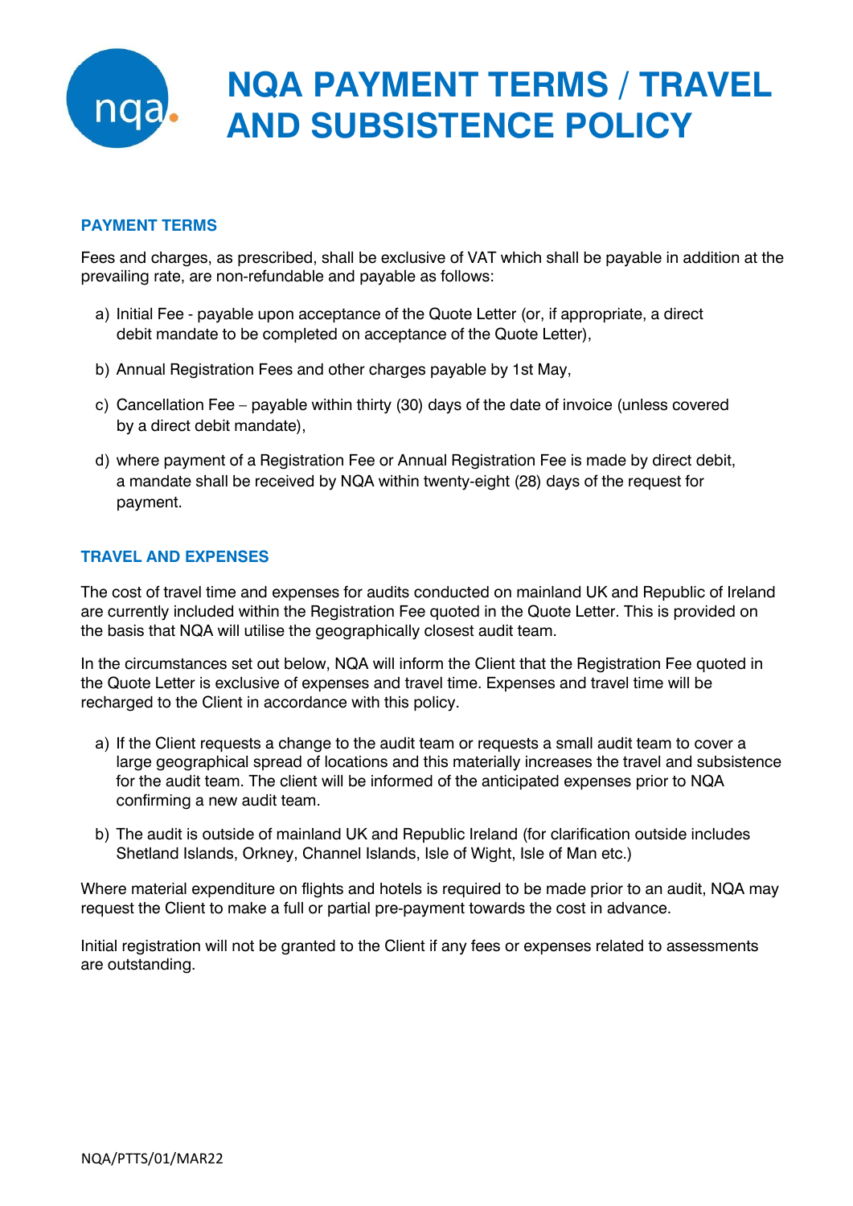# NQA PAYMENT TERMS / TRAVEL AND SUBSISTENCE POLICY

## PAYMENT TERMS

Fees and charges, as prescribed, shall be exclusive of VAT which shall be payable in addition at the prevailing rate, are non-refundable and payable as follows:

a) Initial Fee - payable upon acceptance of the Quote Letter (or, if appropriate, a direct debit mandate to be completed on acceptance of the Quote Letter),

b) Annual Registration Fees and other charges payable by 1st May,

c) Cancellation Fee – payable within thirty (30) days of the date of invoice (unless covered by a direct debit mandate),

d) where payment of a Registration Fee or Annual Registration Fee is made by direct debit, a mandate shall be received by NQA within twenty-eight (28) days of the request for payment.

## TRAVEL AND EXPENSES

The cost of travel time and expenses for audits conducted on mainland UK and Republic of Ireland are currently included within the Registration Fee quoted in the Quote Letter. This is provided on the basis that NQA will utilise the geographically closest audit team.

In the circumstances set out below, NQA will inform the Client that the Registration Fee quoted in the Quote Letter is exclusive of expenses and travel time. Expenses and travel time will be recharged to the Client in accordance with this policy.

a) If the Client requests a change to the audit team or requests a small audit team to cover a large geographical spread of locations and this materially increases the travel and subsistence for the audit team. The client will be informed of the anticipated expenses prior to NQA confirming a new audit team.

b) The audit is outside of mainland UK and Republic Ireland (for clarification outside includes Shetland Islands, Orkney, Channel Islands, Isle of Wight, Isle of Man etc.)

Where material expenditure on flights and hotels is required to be made prior to an audit, NQA may request the Client to make a full or partial pre-payment towards the cost in advance.

Initial registration will not be granted to the Client if any fees or expenses related to assessments are outstanding.

NQA/PTTS/01/MAR22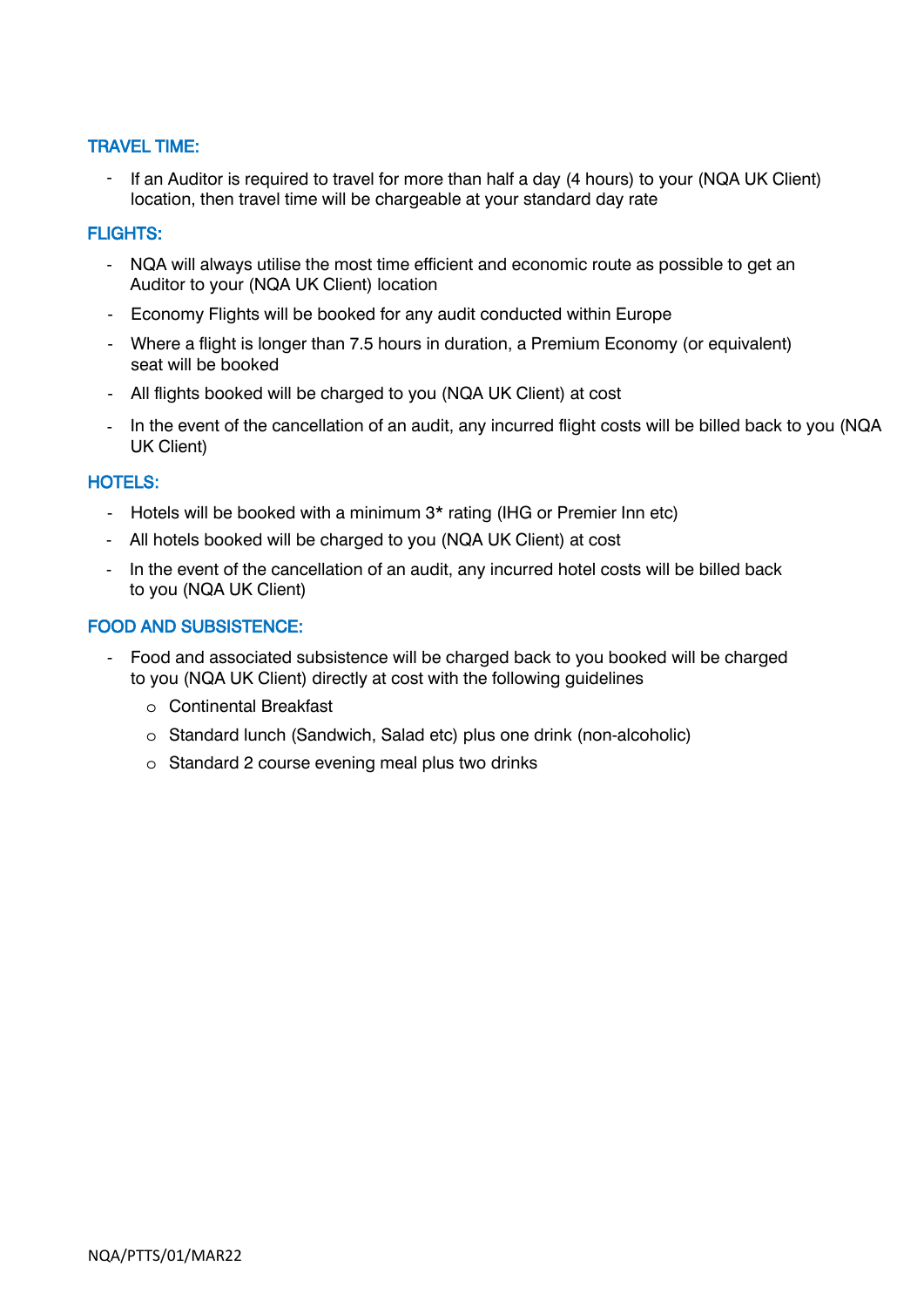## TRAVEL TIME:

- If an Auditor is required to travel for more than half a day (4 hours) to your (NQA UK Client) location, then travel time will be chargeable at your standard day rate

## FLIGHTS:

- NQA will always utilise the most time efficient and economic route as possible to get an Auditor to your (NQA UK Client) location
- Economy Flights will be booked for any audit conducted within Europe
- Where a flight is longer than 7.5 hours in duration, a Premium Economy (or equivalent) seat will be booked
- All flights booked will be charged to you (NQA UK Client) at cost
- In the event of the cancellation of an audit, any incurred flight costs will be billed back to you (NQA UK Client)

## HOTELS:

- Hotels will be booked with a minimum 3* rating (IHG or Premier Inn etc)
- All hotels booked will be charged to you (NQA UK Client) at cost
- In the event of the cancellation of an audit, any incurred hotel costs will be billed back to you (NQA UK Client)

## FOOD AND SUBSISTENCE:

- Food and associated subsistence will be charged back to you booked will be charged to you (NQA UK Client) directly at cost with the following guidelines
  - Continental Breakfast
  - Standard lunch (Sandwich, Salad etc) plus one drink (non-alcoholic)
  - Standard 2 course evening meal plus two drinks

NQA/PTTS/01/MAR22